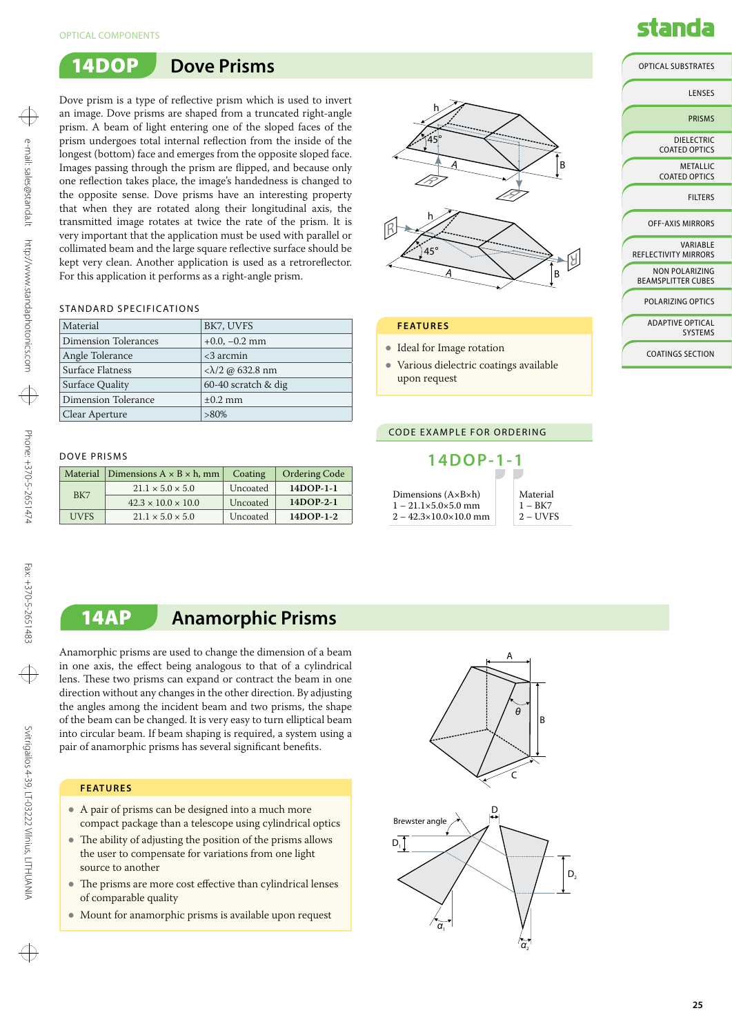OPTICAL COMPONENTS

# 14DOP Dove Prisms

Dove prism is a type of reflective prism which is used to invert an image. Dove prisms are shaped from a truncated right-angle prism. A beam of light entering one of the sloped faces of the prism undergoes total internal reflection from the inside of the longest (bottom) face and emerges from the opposite sloped face. Images passing through the prism are flipped, and because only one reflection takes place, the image's handedness is changed to the opposite sense. Dove prisms have an interesting property that when they are rotated along their longitudinal axis, the transmitted image rotates at twice the rate of the prism. It is very important that the application must be used with parallel or collimated beam and the large square reflective surface should be kept very clean. Another application is used as a retroreflector. For this application it performs as a right-angle prism.

### STANDARD SPECIFICATIONS

| | |
|---|---|
| Material | BK7, UVFS |
| Dimension Tolerances | +0.0, –0.2 mm |
| Angle Tolerance | <3 arcmin |
| Surface Flatness | <λ/2 @ 632.8 nm |
| Surface Quality | 60-40 scratch & dig |
| Dimension Tolerance | ±0.2 mm |
| Clear Aperture | >80% |

### DOVE PRISMS

| Material | Dimensions A × B × h, mm | Coating | Ordering Code |
|---|---|---|---|
| BK7 | 21.1 × 5.0 × 5.0 | Uncoated | **14DOP-1-1** |
| | 42.3 × 10.0 × 10.0 | Uncoated | **14DOP-2-1** |
| UVFS | 21.1 × 5.0 × 5.0 | Uncoated | **14DOP-1-2** |

### FEATURES

- Ideal for Image rotation
- Various dielectric coatings available upon request

### CODE EXAMPLE FOR ORDERING

**14DOP-1-1**

Dimensions (A×B×h)
1 – 21.1×5.0×5.0 mm
2 – 42.3×10.0×10.0 mm

Material
1 – BK7
2 – UVFS

# 14AP Anamorphic Prisms

Anamorphic prisms are used to change the dimension of a beam in one axis, the effect being analogous to that of a cylindrical lens. These two prisms can expand or contract the beam in one direction without any changes in the other direction. By adjusting the angles among the incident beam and two prisms, the shape of the beam can be changed. It is very easy to turn elliptical beam into circular beam. If beam shaping is required, a system using a pair of anamorphic prisms has several significant benefits.

### FEATURES

- A pair of prisms can be designed into a much more compact package than a telescope using cylindrical optics
- The ability of adjusting the position of the prisms allows the user to compensate for variations from one light source to another
- The prisms are more cost effective than cylindrical lenses of comparable quality
- Mount for anamorphic prisms is available upon request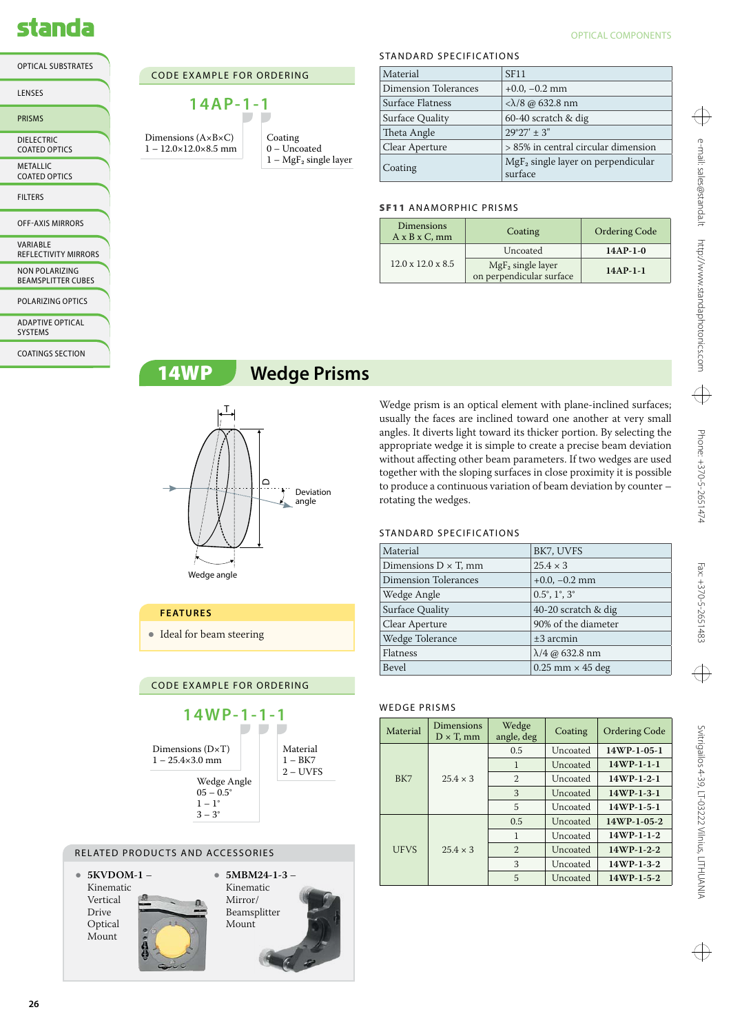## CODE EXAMPLE FOR ORDERING

**14AP-1-1**

Dimensions (A×B×C)
1 – 12.0×12.0×8.5 mm

Coating
0 – Uncoated
1 – $MgF_2$ single layer

### STANDARD SPECIFICATIONS

| | |
|---|---|
| Material | SF11 |
| Dimension Tolerances | +0.0, −0.2 mm |
| Surface Flatness | <λ/8 @ 632.8 nm |
| Surface Quality | 60-40 scratch & dig |
| Theta Angle | 29°27' ± 3" |
| Clear Aperture | > 85% in central circular dimension |
| Coating | $MgF_2$ single layer on perpendicular surface |

### SF11 ANAMORPHIC PRISMS

| Dimensions A x B x C, mm | Coating | Ordering Code |
|---|---|---|
| 12.0 x 12.0 x 8.5 | Uncoated | **14AP-1-0** |
| | $MgF_2$ single layer on perpendicular surface | **14AP-1-1** |

# 14WP Wedge Prisms

T

D

Deviation angle

Wedge angle

Wedge prism is an optical element with plane-inclined surfaces; usually the faces are inclined toward one another at very small angles. It diverts light toward its thicker portion. By selecting the appropriate wedge it is simple to create a precise beam deviation without affecting other beam parameters. If two wedges are used together with the sloping surfaces in close proximity it is possible to produce a continuous variation of beam deviation by counter – rotating the wedges.

### STANDARD SPECIFICATIONS

| | |
|---|---|
| Material | BK7, UVFS |
| Dimensions D × T, mm | 25.4 × 3 |
| Dimension Tolerances | +0.0, −0.2 mm |
| Wedge Angle | 0.5°, 1°, 3° |
| Surface Quality | 40-20 scratch & dig |
| Clear Aperture | 90% of the diameter |
| Wedge Tolerance | ±3 arcmin |
| Flatness | λ/4 @ 632.8 nm |
| Bevel | 0.25 mm × 45 deg |

## FEATURES

- Ideal for beam steering

## CODE EXAMPLE FOR ORDERING

**14WP-1-1-1**

Dimensions (D×T)
1 – 25.4×3.0 mm

Wedge Angle
05 – 0.5°
1 – 1°
3 – 3°

Material
1 – BK7
2 – UVFS

### WEDGE PRISMS

| Material | Dimensions D × T, mm | Wedge angle, deg | Coating | Ordering Code |
|---|---|---|---|---|
| BK7 | 25.4 × 3 | 0.5 | Uncoated | **14WP-1-05-1** |
| | | 1 | Uncoated | **14WP-1-1-1** |
| | | 2 | Uncoated | **14WP-1-2-1** |
| | | 3 | Uncoated | **14WP-1-3-1** |
| | | 5 | Uncoated | **14WP-1-5-1** |
| UFVS | 25.4 × 3 | 0.5 | Uncoated | **14WP-1-05-2** |
| | | 1 | Uncoated | **14WP-1-1-2** |
| | | 2 | Uncoated | **14WP-1-2-2** |
| | | 3 | Uncoated | **14WP-1-3-2** |
| | | 5 | Uncoated | **14WP-1-5-2** |

## RELATED PRODUCTS AND ACCESSORIES

- **5KVDOM-1** – Kinematic Vertical Drive Optical Mount
- **5MBM24-1-3** – Kinematic Mirror/ Beamsplitter Mount